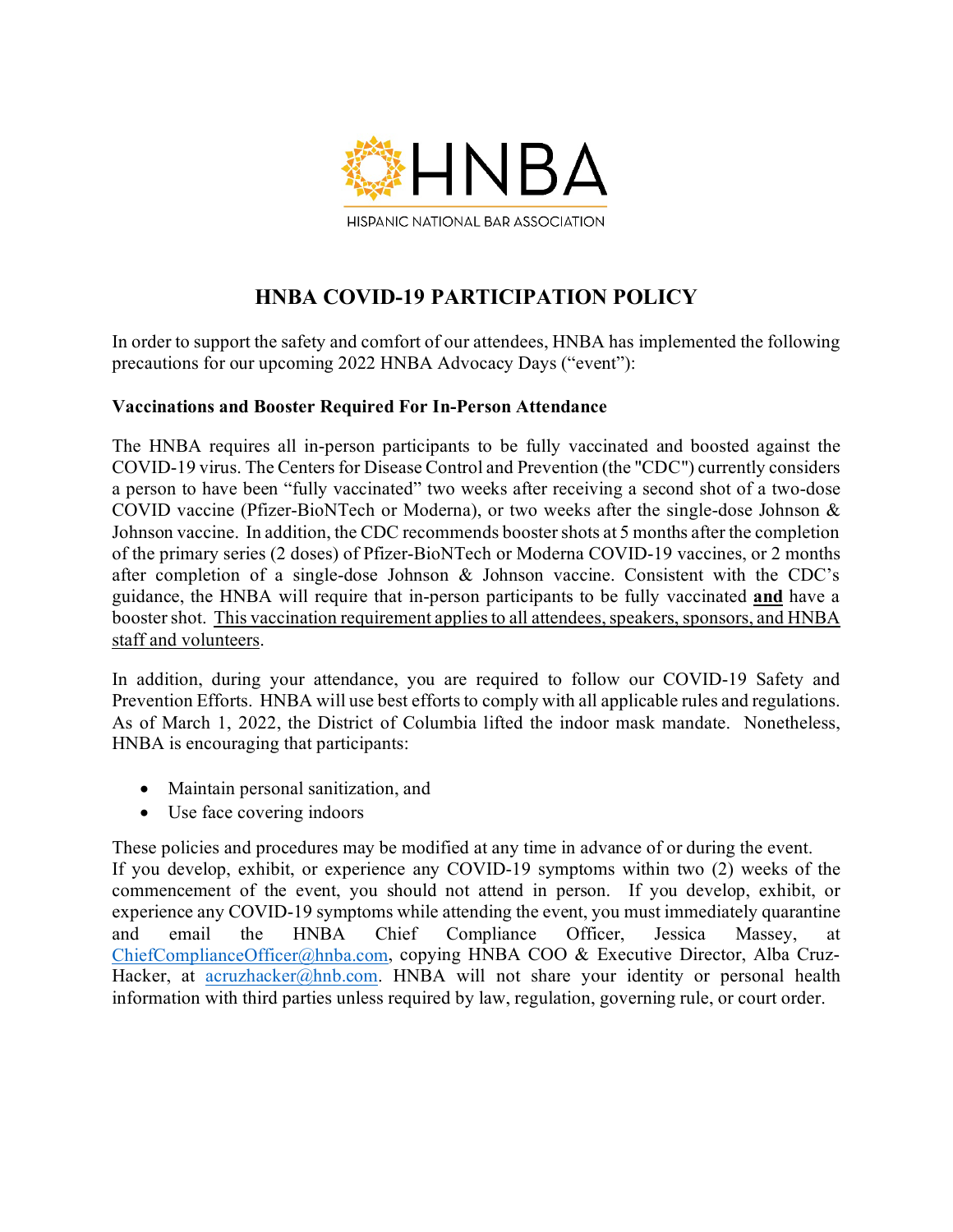HNBA

HISPANIC NATIONAL BAR ASSOCIATION

# HNBA COVID-19 PARTICIPATION POLICY

In order to support the safety and comfort of our attendees, HNBA has implemented the following precautions for our upcoming 2022 HNBA Advocacy Days ("event"):

**Vaccinations and Booster Required For In-Person Attendance**

The HNBA requires all in-person participants to be fully vaccinated and boosted against the COVID-19 virus. The Centers for Disease Control and Prevention (the "CDC") currently considers a person to have been "fully vaccinated" two weeks after receiving a second shot of a two-dose COVID vaccine (Pfizer-BioNTech or Moderna), or two weeks after the single-dose Johnson & Johnson vaccine. In addition, the CDC recommends booster shots at 5 months after the completion of the primary series (2 doses) of Pfizer-BioNTech or Moderna COVID-19 vaccines, or 2 months after completion of a single-dose Johnson & Johnson vaccine. Consistent with the CDC's guidance, the HNBA will require that in-person participants to be fully vaccinated **and** have a booster shot. This vaccination requirement applies to all attendees, speakers, sponsors, and HNBA staff and volunteers.

In addition, during your attendance, you are required to follow our COVID-19 Safety and Prevention Efforts. HNBA will use best efforts to comply with all applicable rules and regulations. As of March 1, 2022, the District of Columbia lifted the indoor mask mandate. Nonetheless, HNBA is encouraging that participants:

- Maintain personal sanitization, and
- Use face covering indoors

These policies and procedures may be modified at any time in advance of or during the event. If you develop, exhibit, or experience any COVID-19 symptoms within two (2) weeks of the commencement of the event, you should not attend in person. If you develop, exhibit, or experience any COVID-19 symptoms while attending the event, you must immediately quarantine and email the HNBA Chief Compliance Officer, Jessica Massey, at ChiefComplianceOfficer@hnba.com, copying HNBA COO & Executive Director, Alba Cruz-Hacker, at acruzhacker@hnb.com. HNBA will not share your identity or personal health information with third parties unless required by law, regulation, governing rule, or court order.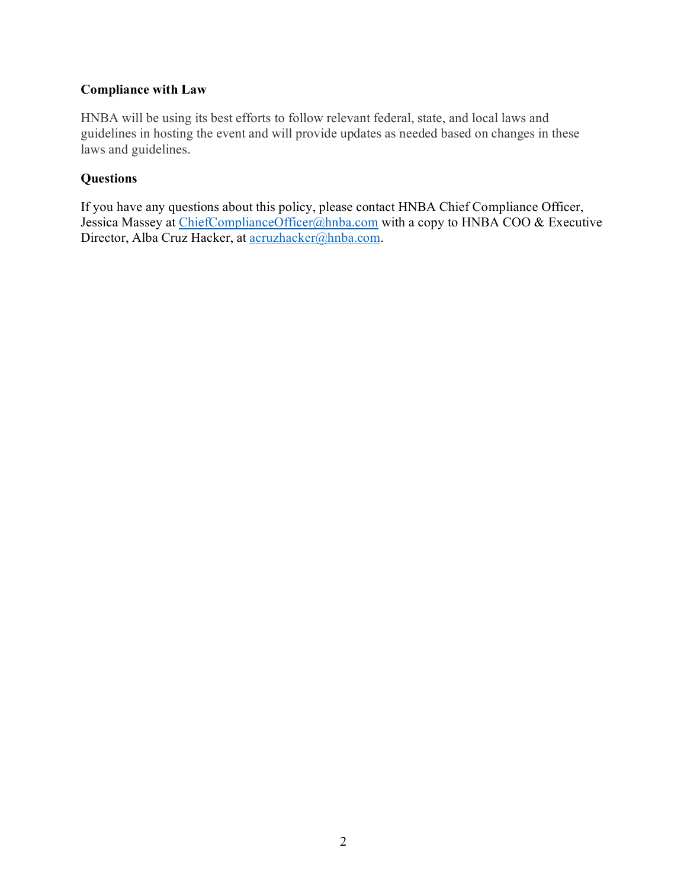**Compliance with Law**

HNBA will be using its best efforts to follow relevant federal, state, and local laws and guidelines in hosting the event and will provide updates as needed based on changes in these laws and guidelines.

**Questions**

If you have any questions about this policy, please contact HNBA Chief Compliance Officer, Jessica Massey at ChiefComplianceOfficer@hnba.com with a copy to HNBA COO & Executive Director, Alba Cruz Hacker, at acruzhacker@hnba.com.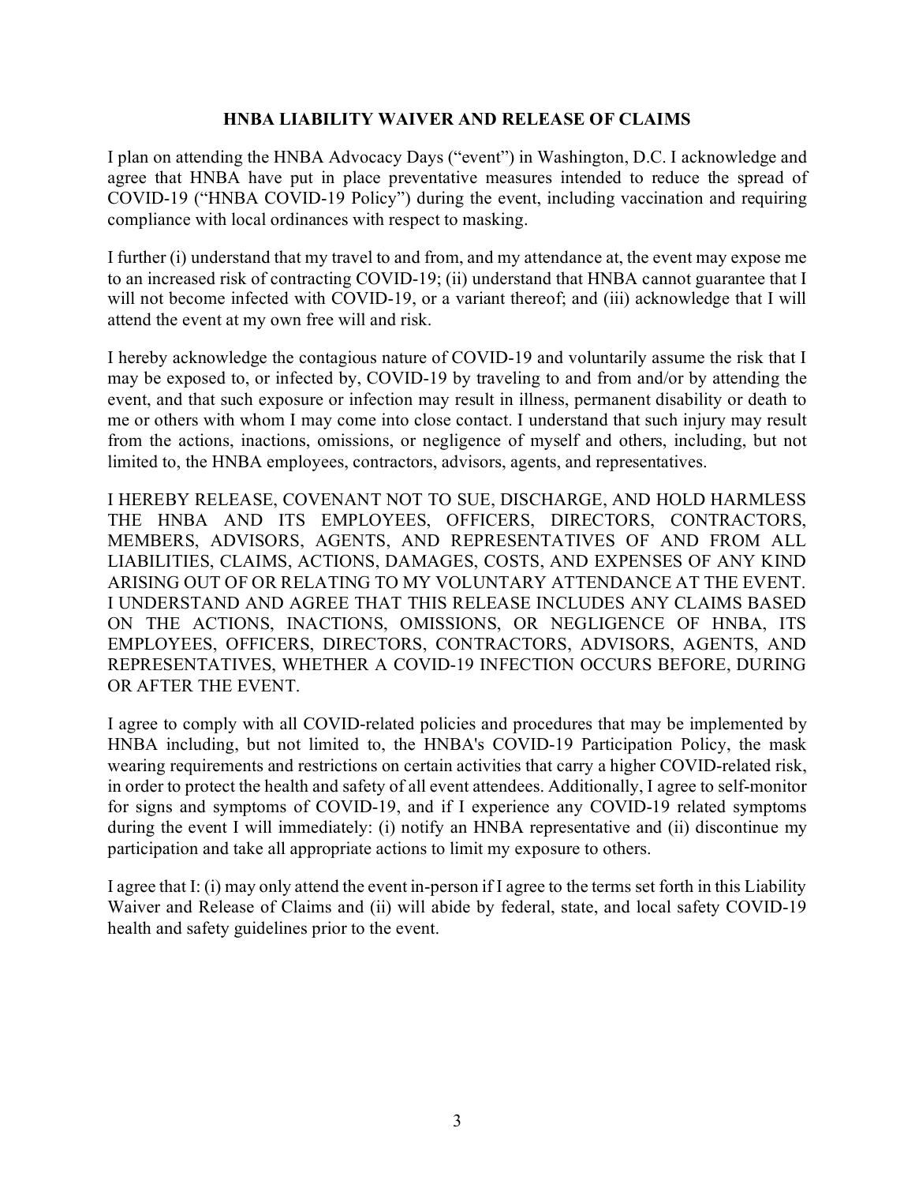## HNBA LIABILITY WAIVER AND RELEASE OF CLAIMS

I plan on attending the HNBA Advocacy Days ("event") in Washington, D.C. I acknowledge and agree that HNBA have put in place preventative measures intended to reduce the spread of COVID-19 ("HNBA COVID-19 Policy") during the event, including vaccination and requiring compliance with local ordinances with respect to masking.

I further (i) understand that my travel to and from, and my attendance at, the event may expose me to an increased risk of contracting COVID-19; (ii) understand that HNBA cannot guarantee that I will not become infected with COVID-19, or a variant thereof; and (iii) acknowledge that I will attend the event at my own free will and risk.

I hereby acknowledge the contagious nature of COVID-19 and voluntarily assume the risk that I may be exposed to, or infected by, COVID-19 by traveling to and from and/or by attending the event, and that such exposure or infection may result in illness, permanent disability or death to me or others with whom I may come into close contact. I understand that such injury may result from the actions, inactions, omissions, or negligence of myself and others, including, but not limited to, the HNBA employees, contractors, advisors, agents, and representatives.

I HEREBY RELEASE, COVENANT NOT TO SUE, DISCHARGE, AND HOLD HARMLESS THE HNBA AND ITS EMPLOYEES, OFFICERS, DIRECTORS, CONTRACTORS, MEMBERS, ADVISORS, AGENTS, AND REPRESENTATIVES OF AND FROM ALL LIABILITIES, CLAIMS, ACTIONS, DAMAGES, COSTS, AND EXPENSES OF ANY KIND ARISING OUT OF OR RELATING TO MY VOLUNTARY ATTENDANCE AT THE EVENT. I UNDERSTAND AND AGREE THAT THIS RELEASE INCLUDES ANY CLAIMS BASED ON THE ACTIONS, INACTIONS, OMISSIONS, OR NEGLIGENCE OF HNBA, ITS EMPLOYEES, OFFICERS, DIRECTORS, CONTRACTORS, ADVISORS, AGENTS, AND REPRESENTATIVES, WHETHER A COVID-19 INFECTION OCCURS BEFORE, DURING OR AFTER THE EVENT.

I agree to comply with all COVID-related policies and procedures that may be implemented by HNBA including, but not limited to, the HNBA's COVID-19 Participation Policy, the mask wearing requirements and restrictions on certain activities that carry a higher COVID-related risk, in order to protect the health and safety of all event attendees. Additionally, I agree to self-monitor for signs and symptoms of COVID-19, and if I experience any COVID-19 related symptoms during the event I will immediately: (i) notify an HNBA representative and (ii) discontinue my participation and take all appropriate actions to limit my exposure to others.

I agree that I: (i) may only attend the event in-person if I agree to the terms set forth in this Liability Waiver and Release of Claims and (ii) will abide by federal, state, and local safety COVID-19 health and safety guidelines prior to the event.